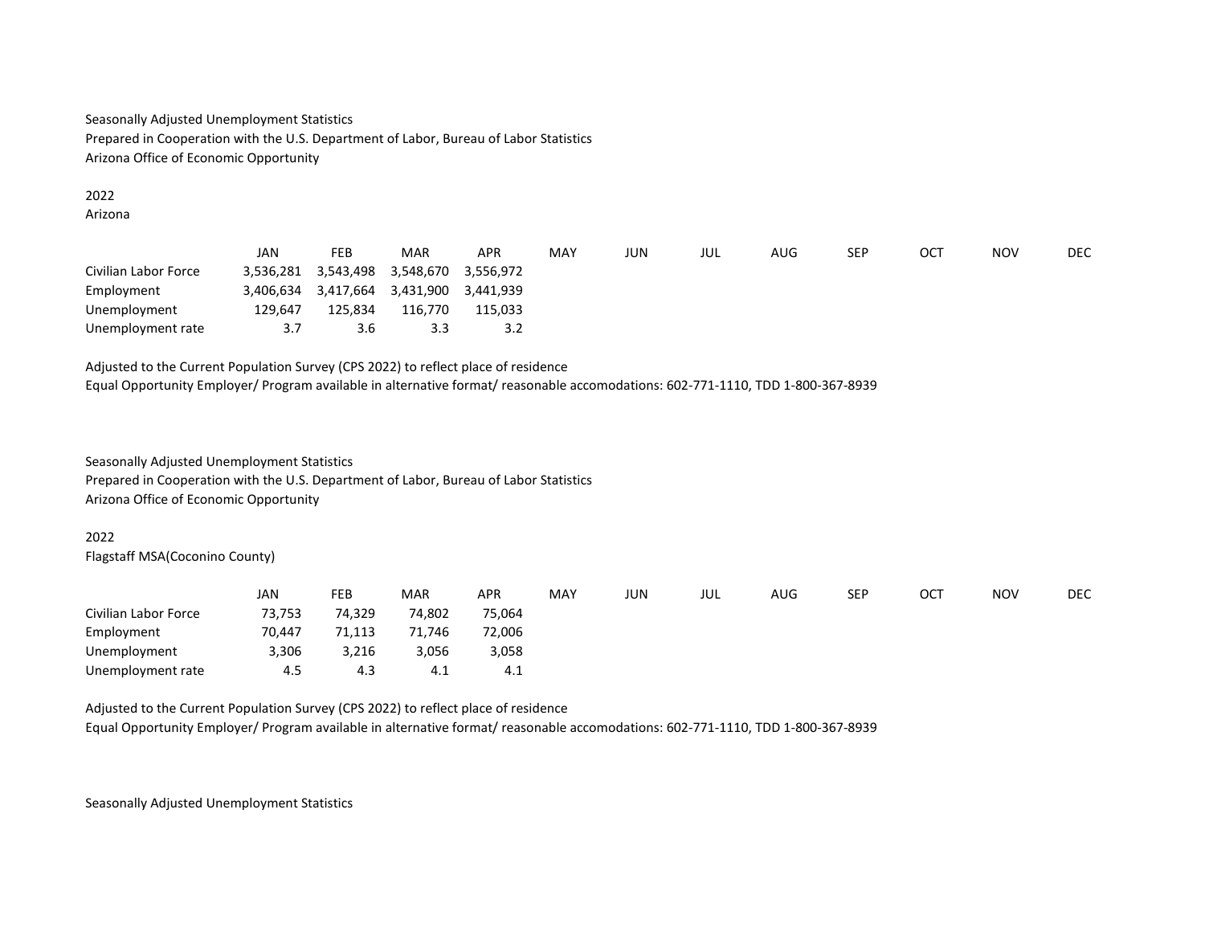Seasonally Adjusted Unemployment Statistics
Prepared in Cooperation with the U.S. Department of Labor, Bureau of Labor Statistics
Arizona Office of Economic Opportunity

2022
Arizona

| | JAN | FEB | MAR | APR | MAY | JUN | JUL | AUG | SEP | OCT | NOV | DEC |
|---|---|---|---|---|---|---|---|---|---|---|---|---|
| Civilian Labor Force | 3,536,281 | 3,543,498 | 3,548,670 | 3,556,972 | | | | | | | | |
| Employment | 3,406,634 | 3,417,664 | 3,431,900 | 3,441,939 | | | | | | | | |
| Unemployment | 129,647 | 125,834 | 116,770 | 115,033 | | | | | | | | |
| Unemployment rate | 3.7 | 3.6 | 3.3 | 3.2 | | | | | | | | |

Adjusted to the Current Population Survey (CPS 2022) to reflect place of residence
Equal Opportunity Employer/ Program available in alternative format/ reasonable accomodations: 602-771-1110, TDD 1-800-367-8939

Seasonally Adjusted Unemployment Statistics
Prepared in Cooperation with the U.S. Department of Labor, Bureau of Labor Statistics
Arizona Office of Economic Opportunity

2022
Flagstaff MSA(Coconino County)

| | JAN | FEB | MAR | APR | MAY | JUN | JUL | AUG | SEP | OCT | NOV | DEC |
|---|---|---|---|---|---|---|---|---|---|---|---|---|
| Civilian Labor Force | 73,753 | 74,329 | 74,802 | 75,064 | | | | | | | | |
| Employment | 70,447 | 71,113 | 71,746 | 72,006 | | | | | | | | |
| Unemployment | 3,306 | 3,216 | 3,056 | 3,058 | | | | | | | | |
| Unemployment rate | 4.5 | 4.3 | 4.1 | 4.1 | | | | | | | | |

Adjusted to the Current Population Survey (CPS 2022) to reflect place of residence
Equal Opportunity Employer/ Program available in alternative format/ reasonable accomodations: 602-771-1110, TDD 1-800-367-8939

Seasonally Adjusted Unemployment Statistics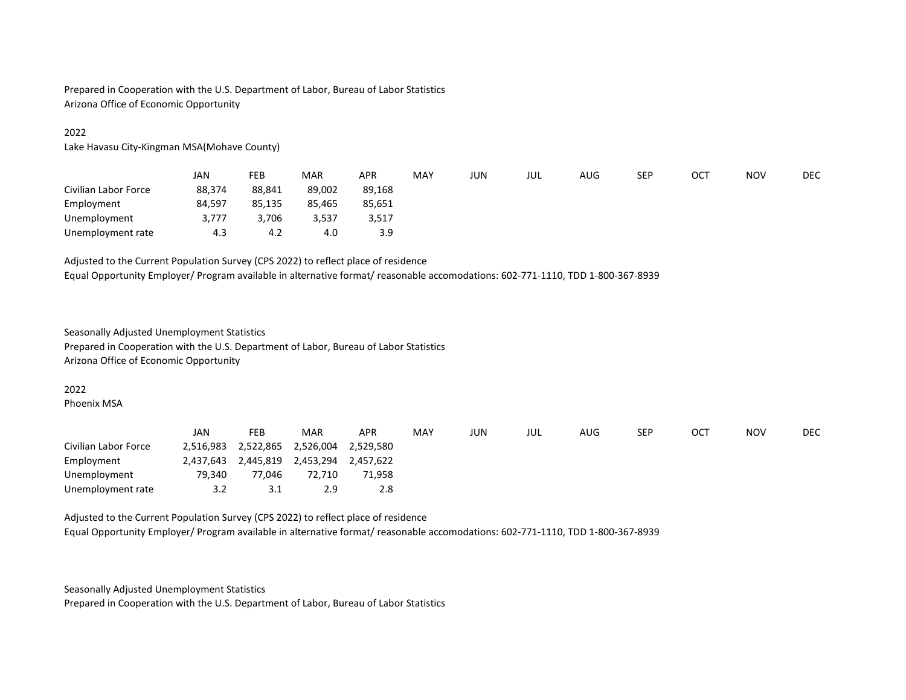Prepared in Cooperation with the U.S. Department of Labor, Bureau of Labor Statistics
Arizona Office of Economic Opportunity

2022
Lake Havasu City-Kingman MSA(Mohave County)

| | JAN | FEB | MAR | APR | MAY | JUN | JUL | AUG | SEP | OCT | NOV | DEC |
|---|---|---|---|---|---|---|---|---|---|---|---|---|
| Civilian Labor Force | 88,374 | 88,841 | 89,002 | 89,168 | | | | | | | | |
| Employment | 84,597 | 85,135 | 85,465 | 85,651 | | | | | | | | |
| Unemployment | 3,777 | 3,706 | 3,537 | 3,517 | | | | | | | | |
| Unemployment rate | 4.3 | 4.2 | 4.0 | 3.9 | | | | | | | | |

Adjusted to the Current Population Survey (CPS 2022) to reflect place of residence
Equal Opportunity Employer/ Program available in alternative format/ reasonable accomodations: 602-771-1110, TDD 1-800-367-8939

Seasonally Adjusted Unemployment Statistics
Prepared in Cooperation with the U.S. Department of Labor, Bureau of Labor Statistics
Arizona Office of Economic Opportunity

2022
Phoenix MSA

| | JAN | FEB | MAR | APR | MAY | JUN | JUL | AUG | SEP | OCT | NOV | DEC |
|---|---|---|---|---|---|---|---|---|---|---|---|---|
| Civilian Labor Force | 2,516,983 | 2,522,865 | 2,526,004 | 2,529,580 | | | | | | | | |
| Employment | 2,437,643 | 2,445,819 | 2,453,294 | 2,457,622 | | | | | | | | |
| Unemployment | 79,340 | 77,046 | 72,710 | 71,958 | | | | | | | | |
| Unemployment rate | 3.2 | 3.1 | 2.9 | 2.8 | | | | | | | | |

Adjusted to the Current Population Survey (CPS 2022) to reflect place of residence
Equal Opportunity Employer/ Program available in alternative format/ reasonable accomodations: 602-771-1110, TDD 1-800-367-8939

Seasonally Adjusted Unemployment Statistics
Prepared in Cooperation with the U.S. Department of Labor, Bureau of Labor Statistics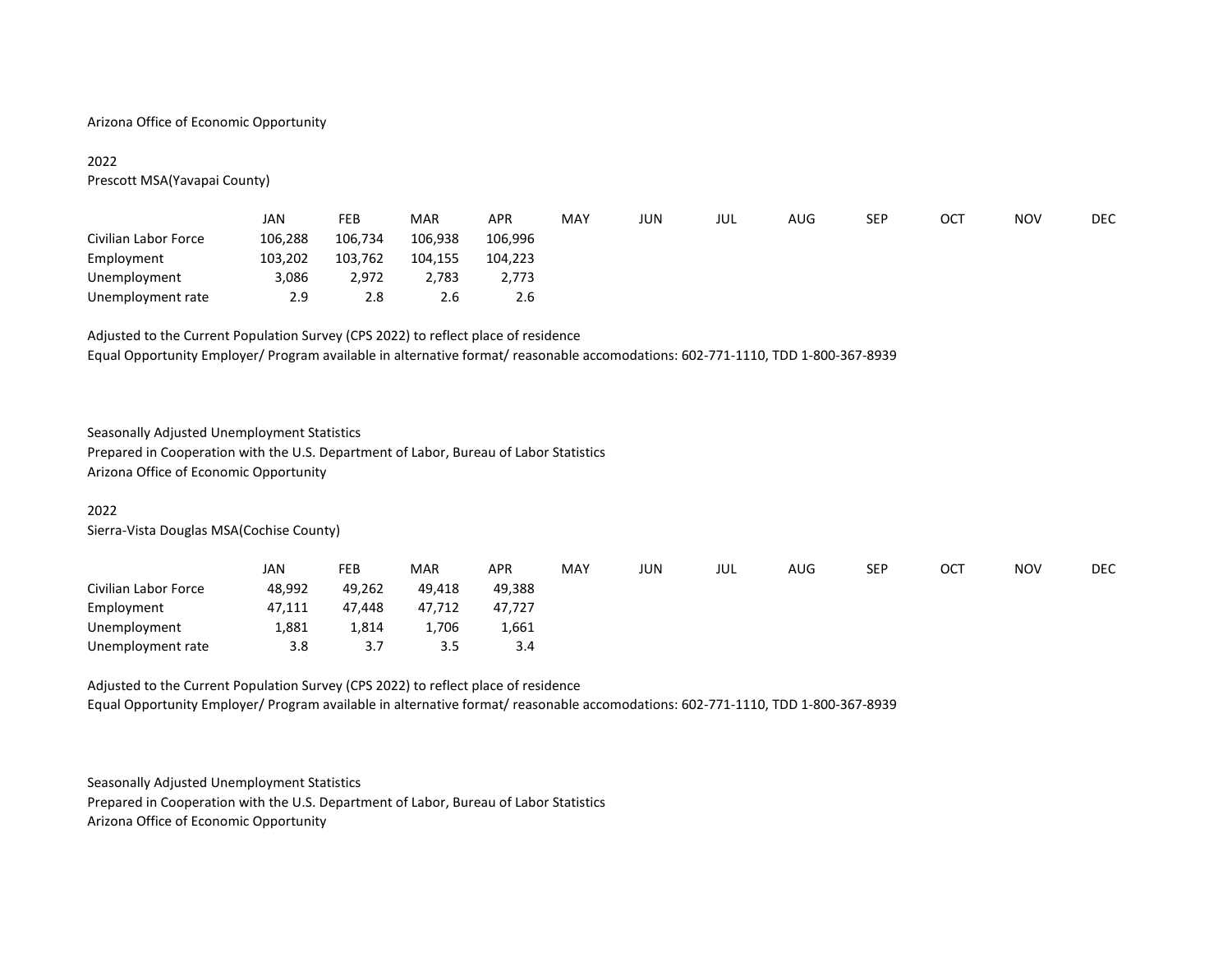Arizona Office of Economic Opportunity

2022
Prescott MSA(Yavapai County)

| | JAN | FEB | MAR | APR | MAY | JUN | JUL | AUG | SEP | OCT | NOV | DEC |
|---|---|---|---|---|---|---|---|---|---|---|---|---|
| Civilian Labor Force | 106,288 | 106,734 | 106,938 | 106,996 | | | | | | | | |
| Employment | 103,202 | 103,762 | 104,155 | 104,223 | | | | | | | | |
| Unemployment | 3,086 | 2,972 | 2,783 | 2,773 | | | | | | | | |
| Unemployment rate | 2.9 | 2.8 | 2.6 | 2.6 | | | | | | | | |

Adjusted to the Current Population Survey (CPS 2022) to reflect place of residence
Equal Opportunity Employer/ Program available in alternative format/ reasonable accomodations: 602-771-1110, TDD 1-800-367-8939

Seasonally Adjusted Unemployment Statistics
Prepared in Cooperation with the U.S. Department of Labor, Bureau of Labor Statistics
Arizona Office of Economic Opportunity

2022
Sierra-Vista Douglas MSA(Cochise County)

| | JAN | FEB | MAR | APR | MAY | JUN | JUL | AUG | SEP | OCT | NOV | DEC |
|---|---|---|---|---|---|---|---|---|---|---|---|---|
| Civilian Labor Force | 48,992 | 49,262 | 49,418 | 49,388 | | | | | | | | |
| Employment | 47,111 | 47,448 | 47,712 | 47,727 | | | | | | | | |
| Unemployment | 1,881 | 1,814 | 1,706 | 1,661 | | | | | | | | |
| Unemployment rate | 3.8 | 3.7 | 3.5 | 3.4 | | | | | | | | |

Adjusted to the Current Population Survey (CPS 2022) to reflect place of residence
Equal Opportunity Employer/ Program available in alternative format/ reasonable accomodations: 602-771-1110, TDD 1-800-367-8939

Seasonally Adjusted Unemployment Statistics
Prepared in Cooperation with the U.S. Department of Labor, Bureau of Labor Statistics
Arizona Office of Economic Opportunity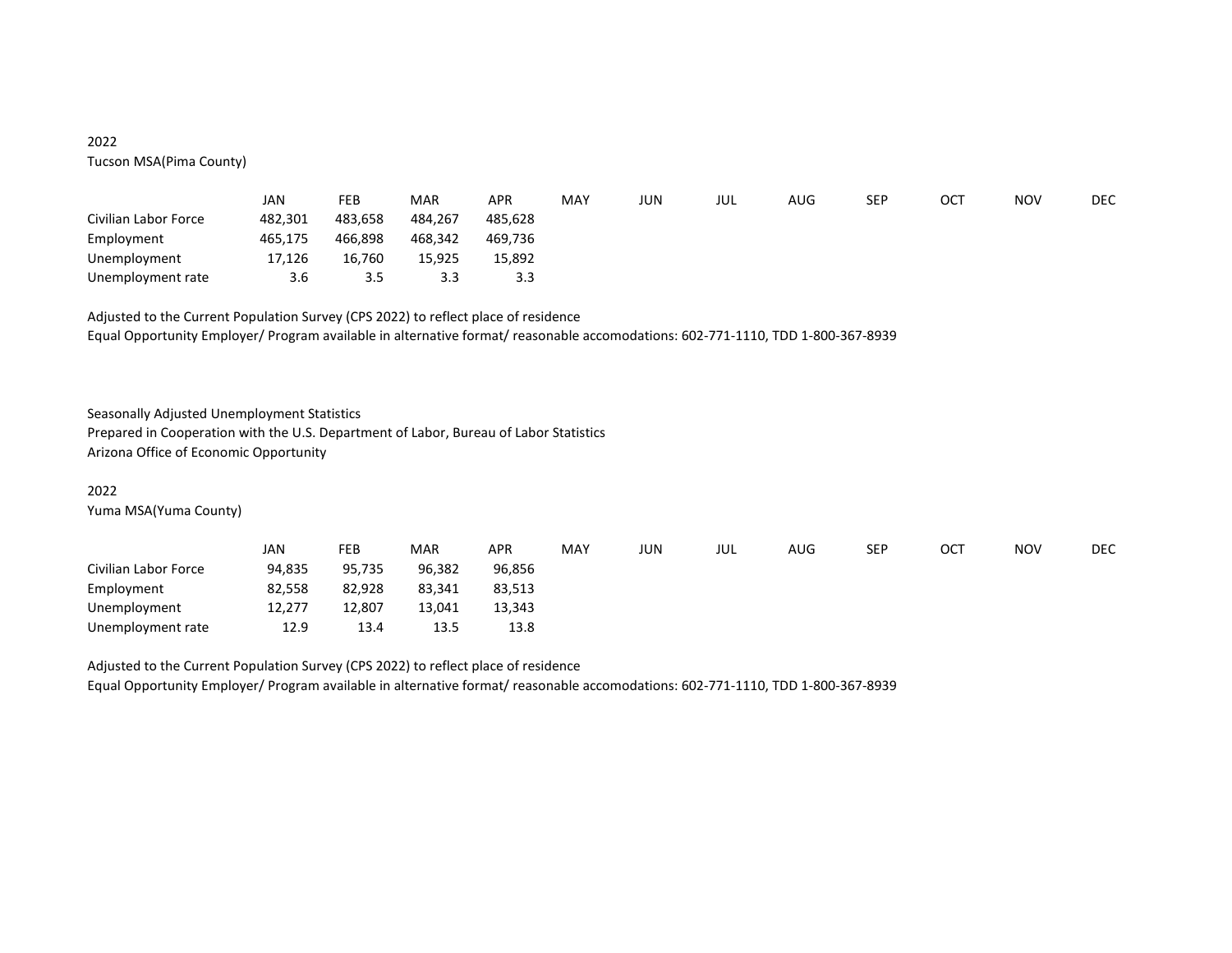2022

Tucson MSA(Pima County)

| | JAN | FEB | MAR | APR | MAY | JUN | JUL | AUG | SEP | OCT | NOV | DEC |
|---|---|---|---|---|---|---|---|---|---|---|---|---|
| Civilian Labor Force | 482,301 | 483,658 | 484,267 | 485,628 | | | | | | | | |
| Employment | 465,175 | 466,898 | 468,342 | 469,736 | | | | | | | | |
| Unemployment | 17,126 | 16,760 | 15,925 | 15,892 | | | | | | | | |
| Unemployment rate | 3.6 | 3.5 | 3.3 | 3.3 | | | | | | | | |

Adjusted to the Current Population Survey (CPS 2022) to reflect place of residence

Equal Opportunity Employer/ Program available in alternative format/ reasonable accomodations: 602-771-1110, TDD 1-800-367-8939

Seasonally Adjusted Unemployment Statistics

Prepared in Cooperation with the U.S. Department of Labor, Bureau of Labor Statistics

Arizona Office of Economic Opportunity

2022

Yuma MSA(Yuma County)

| | JAN | FEB | MAR | APR | MAY | JUN | JUL | AUG | SEP | OCT | NOV | DEC |
|---|---|---|---|---|---|---|---|---|---|---|---|---|
| Civilian Labor Force | 94,835 | 95,735 | 96,382 | 96,856 | | | | | | | | |
| Employment | 82,558 | 82,928 | 83,341 | 83,513 | | | | | | | | |
| Unemployment | 12,277 | 12,807 | 13,041 | 13,343 | | | | | | | | |
| Unemployment rate | 12.9 | 13.4 | 13.5 | 13.8 | | | | | | | | |

Adjusted to the Current Population Survey (CPS 2022) to reflect place of residence

Equal Opportunity Employer/ Program available in alternative format/ reasonable accomodations: 602-771-1110, TDD 1-800-367-8939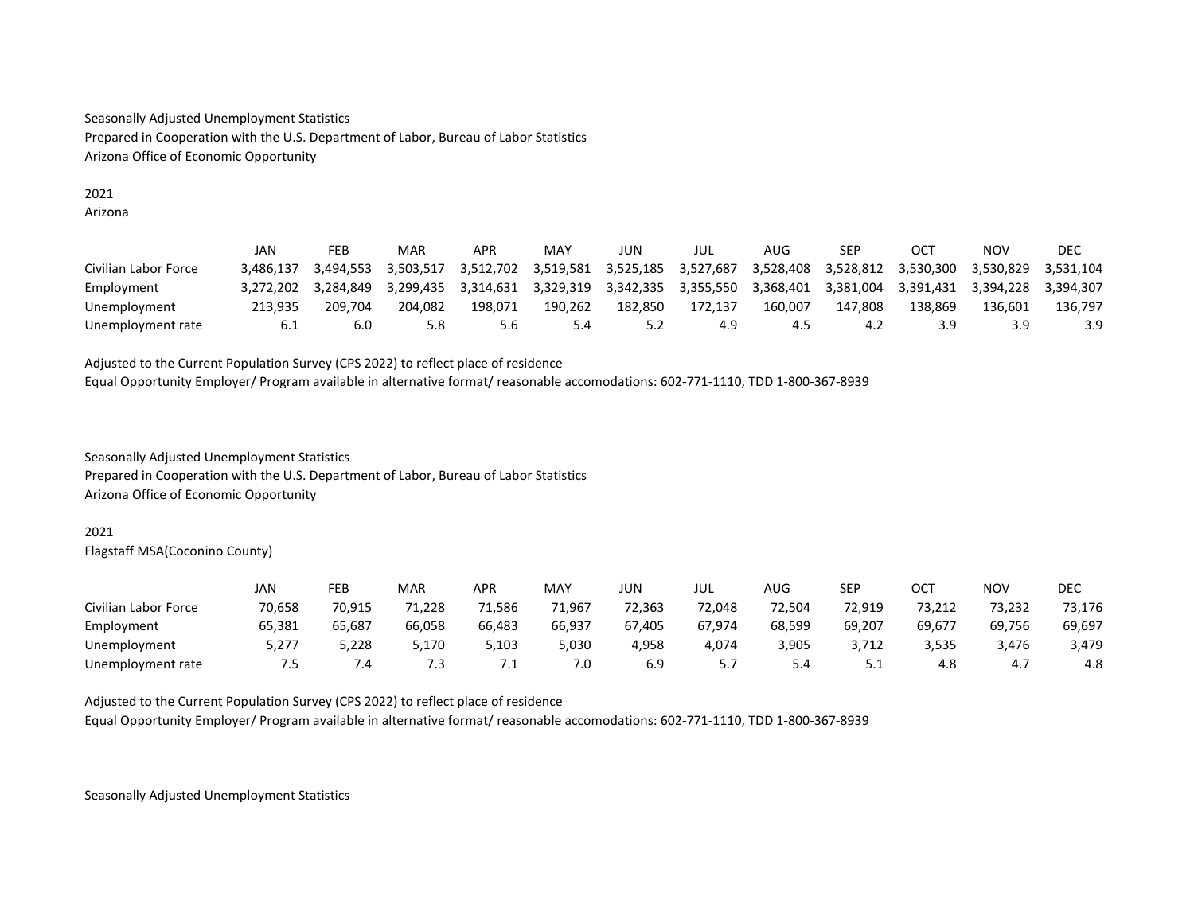Seasonally Adjusted Unemployment Statistics
Prepared in Cooperation with the U.S. Department of Labor, Bureau of Labor Statistics
Arizona Office of Economic Opportunity

2021
Arizona

| | JAN | FEB | MAR | APR | MAY | JUN | JUL | AUG | SEP | OCT | NOV | DEC |
|---|---|---|---|---|---|---|---|---|---|---|---|---|
| Civilian Labor Force | 3,486,137 | 3,494,553 | 3,503,517 | 3,512,702 | 3,519,581 | 3,525,185 | 3,527,687 | 3,528,408 | 3,528,812 | 3,530,300 | 3,530,829 | 3,531,104 |
| Employment | 3,272,202 | 3,284,849 | 3,299,435 | 3,314,631 | 3,329,319 | 3,342,335 | 3,355,550 | 3,368,401 | 3,381,004 | 3,391,431 | 3,394,228 | 3,394,307 |
| Unemployment | 213,935 | 209,704 | 204,082 | 198,071 | 190,262 | 182,850 | 172,137 | 160,007 | 147,808 | 138,869 | 136,601 | 136,797 |
| Unemployment rate | 6.1 | 6.0 | 5.8 | 5.6 | 5.4 | 5.2 | 4.9 | 4.5 | 4.2 | 3.9 | 3.9 | 3.9 |

Adjusted to the Current Population Survey (CPS 2022) to reflect place of residence
Equal Opportunity Employer/ Program available in alternative format/ reasonable accomodations: 602-771-1110, TDD 1-800-367-8939

Seasonally Adjusted Unemployment Statistics
Prepared in Cooperation with the U.S. Department of Labor, Bureau of Labor Statistics
Arizona Office of Economic Opportunity

2021
Flagstaff MSA(Coconino County)

| | JAN | FEB | MAR | APR | MAY | JUN | JUL | AUG | SEP | OCT | NOV | DEC |
|---|---|---|---|---|---|---|---|---|---|---|---|---|
| Civilian Labor Force | 70,658 | 70,915 | 71,228 | 71,586 | 71,967 | 72,363 | 72,048 | 72,504 | 72,919 | 73,212 | 73,232 | 73,176 |
| Employment | 65,381 | 65,687 | 66,058 | 66,483 | 66,937 | 67,405 | 67,974 | 68,599 | 69,207 | 69,677 | 69,756 | 69,697 |
| Unemployment | 5,277 | 5,228 | 5,170 | 5,103 | 5,030 | 4,958 | 4,074 | 3,905 | 3,712 | 3,535 | 3,476 | 3,479 |
| Unemployment rate | 7.5 | 7.4 | 7.3 | 7.1 | 7.0 | 6.9 | 5.7 | 5.4 | 5.1 | 4.8 | 4.7 | 4.8 |

Adjusted to the Current Population Survey (CPS 2022) to reflect place of residence
Equal Opportunity Employer/ Program available in alternative format/ reasonable accomodations: 602-771-1110, TDD 1-800-367-8939

Seasonally Adjusted Unemployment Statistics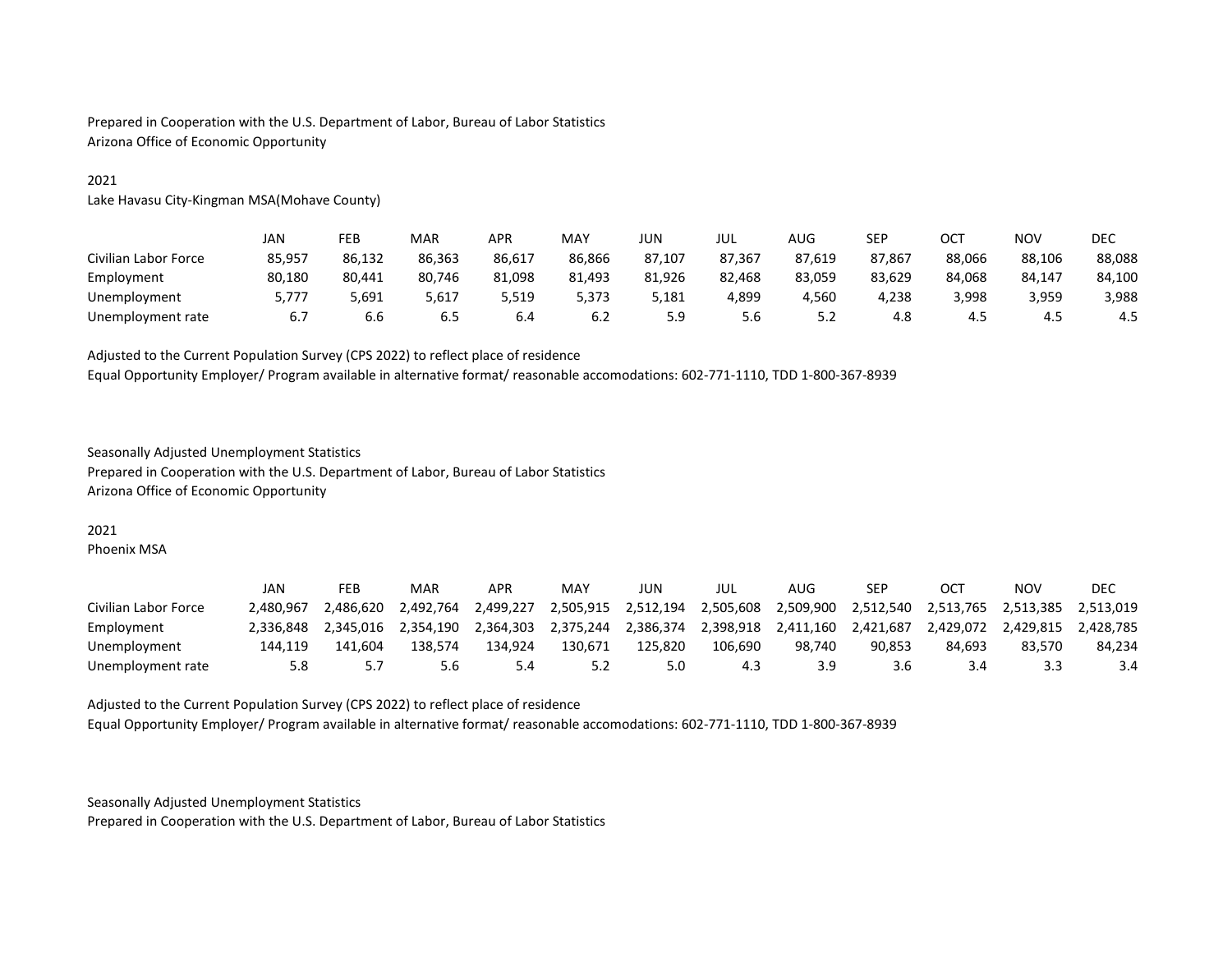Prepared in Cooperation with the U.S. Department of Labor, Bureau of Labor Statistics
Arizona Office of Economic Opportunity

2021
Lake Havasu City-Kingman MSA(Mohave County)

| | JAN | FEB | MAR | APR | MAY | JUN | JUL | AUG | SEP | OCT | NOV | DEC |
|---|---|---|---|---|---|---|---|---|---|---|---|---|
| Civilian Labor Force | 85,957 | 86,132 | 86,363 | 86,617 | 86,866 | 87,107 | 87,367 | 87,619 | 87,867 | 88,066 | 88,106 | 88,088 |
| Employment | 80,180 | 80,441 | 80,746 | 81,098 | 81,493 | 81,926 | 82,468 | 83,059 | 83,629 | 84,068 | 84,147 | 84,100 |
| Unemployment | 5,777 | 5,691 | 5,617 | 5,519 | 5,373 | 5,181 | 4,899 | 4,560 | 4,238 | 3,998 | 3,959 | 3,988 |
| Unemployment rate | 6.7 | 6.6 | 6.5 | 6.4 | 6.2 | 5.9 | 5.6 | 5.2 | 4.8 | 4.5 | 4.5 | 4.5 |

Adjusted to the Current Population Survey (CPS 2022) to reflect place of residence
Equal Opportunity Employer/ Program available in alternative format/ reasonable accomodations: 602-771-1110, TDD 1-800-367-8939

Seasonally Adjusted Unemployment Statistics
Prepared in Cooperation with the U.S. Department of Labor, Bureau of Labor Statistics
Arizona Office of Economic Opportunity

2021
Phoenix MSA

| | JAN | FEB | MAR | APR | MAY | JUN | JUL | AUG | SEP | OCT | NOV | DEC |
|---|---|---|---|---|---|---|---|---|---|---|---|---|
| Civilian Labor Force | 2,480,967 | 2,486,620 | 2,492,764 | 2,499,227 | 2,505,915 | 2,512,194 | 2,505,608 | 2,509,900 | 2,512,540 | 2,513,765 | 2,513,385 | 2,513,019 |
| Employment | 2,336,848 | 2,345,016 | 2,354,190 | 2,364,303 | 2,375,244 | 2,386,374 | 2,398,918 | 2,411,160 | 2,421,687 | 2,429,072 | 2,429,815 | 2,428,785 |
| Unemployment | 144,119 | 141,604 | 138,574 | 134,924 | 130,671 | 125,820 | 106,690 | 98,740 | 90,853 | 84,693 | 83,570 | 84,234 |
| Unemployment rate | 5.8 | 5.7 | 5.6 | 5.4 | 5.2 | 5.0 | 4.3 | 3.9 | 3.6 | 3.4 | 3.3 | 3.4 |

Adjusted to the Current Population Survey (CPS 2022) to reflect place of residence
Equal Opportunity Employer/ Program available in alternative format/ reasonable accomodations: 602-771-1110, TDD 1-800-367-8939

Seasonally Adjusted Unemployment Statistics
Prepared in Cooperation with the U.S. Department of Labor, Bureau of Labor Statistics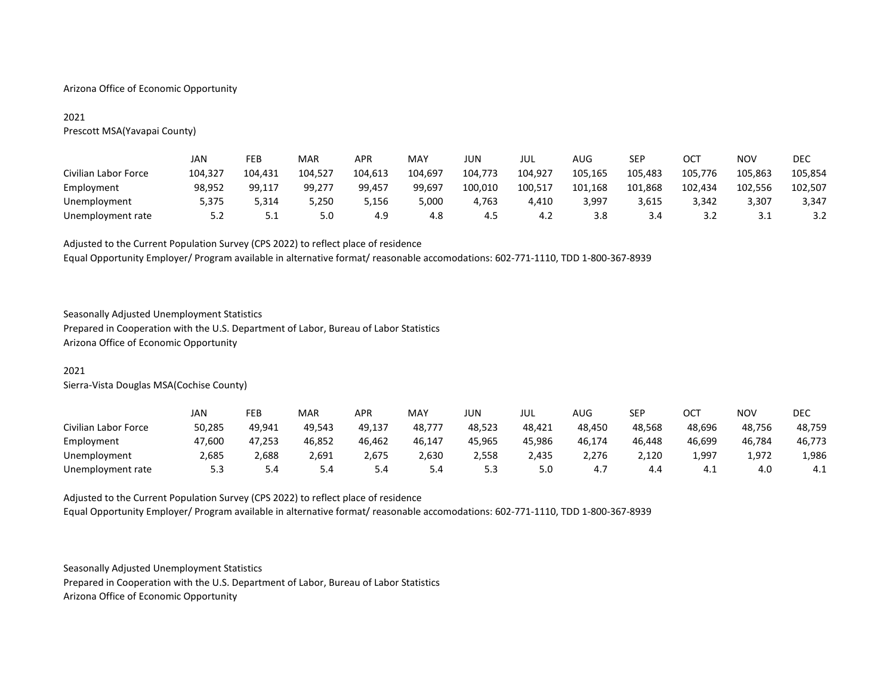Arizona Office of Economic Opportunity

2021

Prescott MSA(Yavapai County)

| | JAN | FEB | MAR | APR | MAY | JUN | JUL | AUG | SEP | OCT | NOV | DEC |
|---|---|---|---|---|---|---|---|---|---|---|---|---|
| Civilian Labor Force | 104,327 | 104,431 | 104,527 | 104,613 | 104,697 | 104,773 | 104,927 | 105,165 | 105,483 | 105,776 | 105,863 | 105,854 |
| Employment | 98,952 | 99,117 | 99,277 | 99,457 | 99,697 | 100,010 | 100,517 | 101,168 | 101,868 | 102,434 | 102,556 | 102,507 |
| Unemployment | 5,375 | 5,314 | 5,250 | 5,156 | 5,000 | 4,763 | 4,410 | 3,997 | 3,615 | 3,342 | 3,307 | 3,347 |
| Unemployment rate | 5.2 | 5.1 | 5.0 | 4.9 | 4.8 | 4.5 | 4.2 | 3.8 | 3.4 | 3.2 | 3.1 | 3.2 |

Adjusted to the Current Population Survey (CPS 2022) to reflect place of residence

Equal Opportunity Employer/ Program available in alternative format/ reasonable accomodations: 602-771-1110, TDD 1-800-367-8939

Seasonally Adjusted Unemployment Statistics

Prepared in Cooperation with the U.S. Department of Labor, Bureau of Labor Statistics

Arizona Office of Economic Opportunity

2021

Sierra-Vista Douglas MSA(Cochise County)

| | JAN | FEB | MAR | APR | MAY | JUN | JUL | AUG | SEP | OCT | NOV | DEC |
|---|---|---|---|---|---|---|---|---|---|---|---|---|
| Civilian Labor Force | 50,285 | 49,941 | 49,543 | 49,137 | 48,777 | 48,523 | 48,421 | 48,450 | 48,568 | 48,696 | 48,756 | 48,759 |
| Employment | 47,600 | 47,253 | 46,852 | 46,462 | 46,147 | 45,965 | 45,986 | 46,174 | 46,448 | 46,699 | 46,784 | 46,773 |
| Unemployment | 2,685 | 2,688 | 2,691 | 2,675 | 2,630 | 2,558 | 2,435 | 2,276 | 2,120 | 1,997 | 1,972 | 1,986 |
| Unemployment rate | 5.3 | 5.4 | 5.4 | 5.4 | 5.4 | 5.3 | 5.0 | 4.7 | 4.4 | 4.1 | 4.0 | 4.1 |

Adjusted to the Current Population Survey (CPS 2022) to reflect place of residence

Equal Opportunity Employer/ Program available in alternative format/ reasonable accomodations: 602-771-1110, TDD 1-800-367-8939

Seasonally Adjusted Unemployment Statistics

Prepared in Cooperation with the U.S. Department of Labor, Bureau of Labor Statistics

Arizona Office of Economic Opportunity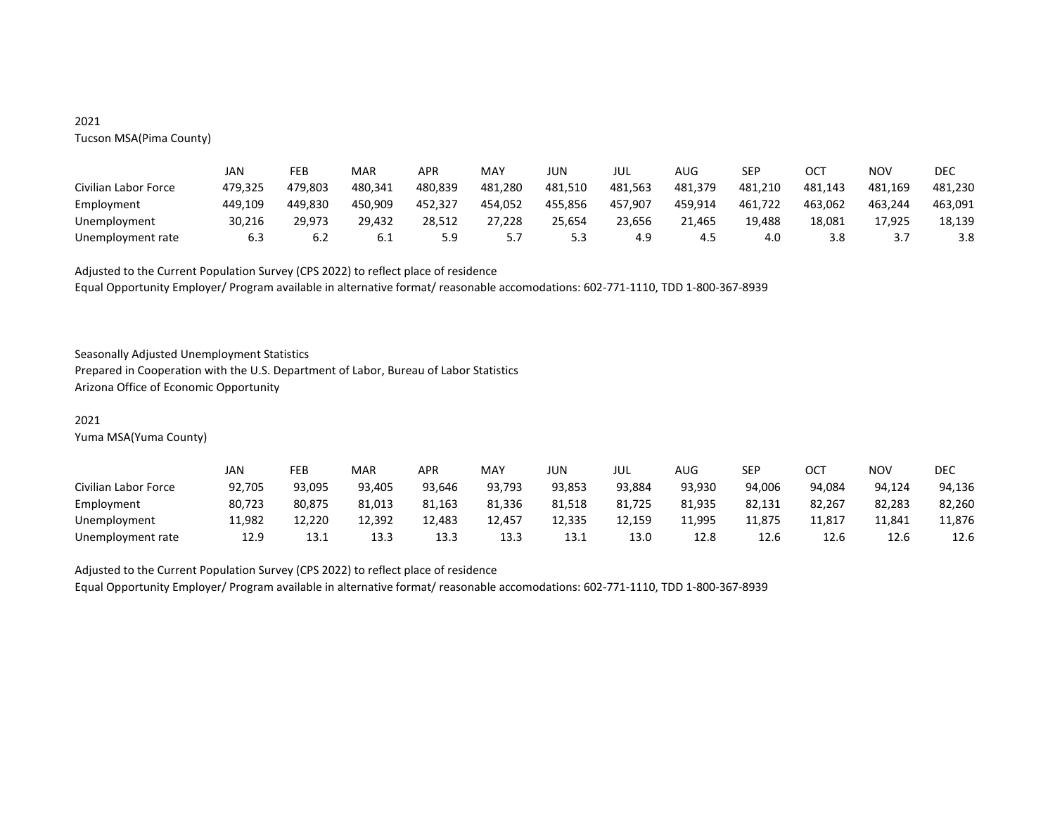2021

Tucson MSA(Pima County)

| | JAN | FEB | MAR | APR | MAY | JUN | JUL | AUG | SEP | OCT | NOV | DEC |
|---|---|---|---|---|---|---|---|---|---|---|---|---|
| Civilian Labor Force | 479,325 | 479,803 | 480,341 | 480,839 | 481,280 | 481,510 | 481,563 | 481,379 | 481,210 | 481,143 | 481,169 | 481,230 |
| Employment | 449,109 | 449,830 | 450,909 | 452,327 | 454,052 | 455,856 | 457,907 | 459,914 | 461,722 | 463,062 | 463,244 | 463,091 |
| Unemployment | 30,216 | 29,973 | 29,432 | 28,512 | 27,228 | 25,654 | 23,656 | 21,465 | 19,488 | 18,081 | 17,925 | 18,139 |
| Unemployment rate | 6.3 | 6.2 | 6.1 | 5.9 | 5.7 | 5.3 | 4.9 | 4.5 | 4.0 | 3.8 | 3.7 | 3.8 |

Adjusted to the Current Population Survey (CPS 2022) to reflect place of residence

Equal Opportunity Employer/ Program available in alternative format/ reasonable accomodations: 602-771-1110, TDD 1-800-367-8939

Seasonally Adjusted Unemployment Statistics

Prepared in Cooperation with the U.S. Department of Labor, Bureau of Labor Statistics

Arizona Office of Economic Opportunity

2021

Yuma MSA(Yuma County)

| | JAN | FEB | MAR | APR | MAY | JUN | JUL | AUG | SEP | OCT | NOV | DEC |
|---|---|---|---|---|---|---|---|---|---|---|---|---|
| Civilian Labor Force | 92,705 | 93,095 | 93,405 | 93,646 | 93,793 | 93,853 | 93,884 | 93,930 | 94,006 | 94,084 | 94,124 | 94,136 |
| Employment | 80,723 | 80,875 | 81,013 | 81,163 | 81,336 | 81,518 | 81,725 | 81,935 | 82,131 | 82,267 | 82,283 | 82,260 |
| Unemployment | 11,982 | 12,220 | 12,392 | 12,483 | 12,457 | 12,335 | 12,159 | 11,995 | 11,875 | 11,817 | 11,841 | 11,876 |
| Unemployment rate | 12.9 | 13.1 | 13.3 | 13.3 | 13.3 | 13.1 | 13.0 | 12.8 | 12.6 | 12.6 | 12.6 | 12.6 |

Adjusted to the Current Population Survey (CPS 2022) to reflect place of residence

Equal Opportunity Employer/ Program available in alternative format/ reasonable accomodations: 602-771-1110, TDD 1-800-367-8939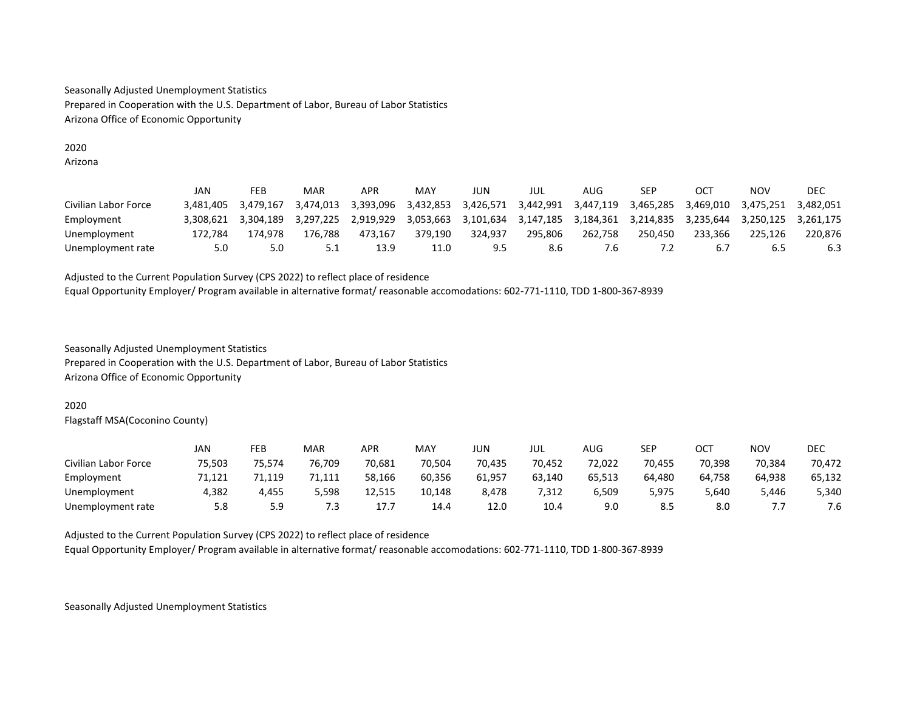Seasonally Adjusted Unemployment Statistics
Prepared in Cooperation with the U.S. Department of Labor, Bureau of Labor Statistics
Arizona Office of Economic Opportunity

2020
Arizona

| | JAN | FEB | MAR | APR | MAY | JUN | JUL | AUG | SEP | OCT | NOV | DEC |
|---|---|---|---|---|---|---|---|---|---|---|---|---|
| Civilian Labor Force | 3,481,405 | 3,479,167 | 3,474,013 | 3,393,096 | 3,432,853 | 3,426,571 | 3,442,991 | 3,447,119 | 3,465,285 | 3,469,010 | 3,475,251 | 3,482,051 |
| Employment | 3,308,621 | 3,304,189 | 3,297,225 | 2,919,929 | 3,053,663 | 3,101,634 | 3,147,185 | 3,184,361 | 3,214,835 | 3,235,644 | 3,250,125 | 3,261,175 |
| Unemployment | 172,784 | 174,978 | 176,788 | 473,167 | 379,190 | 324,937 | 295,806 | 262,758 | 250,450 | 233,366 | 225,126 | 220,876 |
| Unemployment rate | 5.0 | 5.0 | 5.1 | 13.9 | 11.0 | 9.5 | 8.6 | 7.6 | 7.2 | 6.7 | 6.5 | 6.3 |

Adjusted to the Current Population Survey (CPS 2022) to reflect place of residence
Equal Opportunity Employer/ Program available in alternative format/ reasonable accomodations: 602-771-1110, TDD 1-800-367-8939

Seasonally Adjusted Unemployment Statistics
Prepared in Cooperation with the U.S. Department of Labor, Bureau of Labor Statistics
Arizona Office of Economic Opportunity

2020
Flagstaff MSA(Coconino County)

| | JAN | FEB | MAR | APR | MAY | JUN | JUL | AUG | SEP | OCT | NOV | DEC |
|---|---|---|---|---|---|---|---|---|---|---|---|---|
| Civilian Labor Force | 75,503 | 75,574 | 76,709 | 70,681 | 70,504 | 70,435 | 70,452 | 72,022 | 70,455 | 70,398 | 70,384 | 70,472 |
| Employment | 71,121 | 71,119 | 71,111 | 58,166 | 60,356 | 61,957 | 63,140 | 65,513 | 64,480 | 64,758 | 64,938 | 65,132 |
| Unemployment | 4,382 | 4,455 | 5,598 | 12,515 | 10,148 | 8,478 | 7,312 | 6,509 | 5,975 | 5,640 | 5,446 | 5,340 |
| Unemployment rate | 5.8 | 5.9 | 7.3 | 17.7 | 14.4 | 12.0 | 10.4 | 9.0 | 8.5 | 8.0 | 7.7 | 7.6 |

Adjusted to the Current Population Survey (CPS 2022) to reflect place of residence
Equal Opportunity Employer/ Program available in alternative format/ reasonable accomodations: 602-771-1110, TDD 1-800-367-8939

Seasonally Adjusted Unemployment Statistics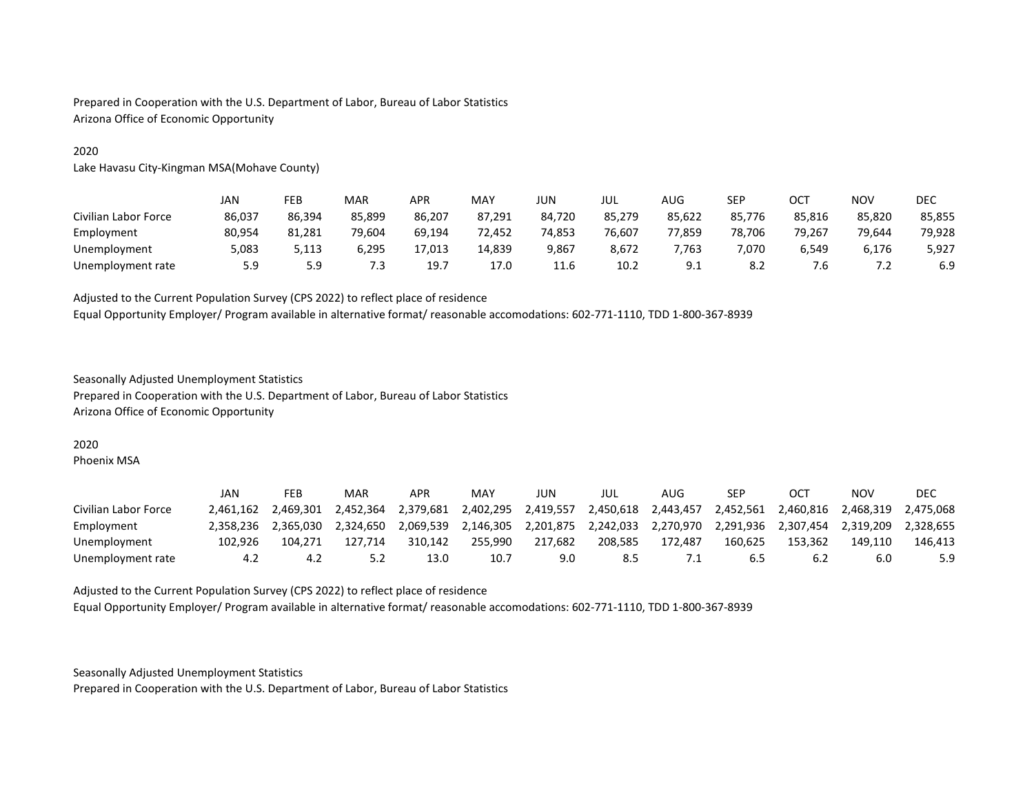Prepared in Cooperation with the U.S. Department of Labor, Bureau of Labor Statistics
Arizona Office of Economic Opportunity

2020
Lake Havasu City-Kingman MSA(Mohave County)

| | JAN | FEB | MAR | APR | MAY | JUN | JUL | AUG | SEP | OCT | NOV | DEC |
|---|---|---|---|---|---|---|---|---|---|---|---|---|
| Civilian Labor Force | 86,037 | 86,394 | 85,899 | 86,207 | 87,291 | 84,720 | 85,279 | 85,622 | 85,776 | 85,816 | 85,820 | 85,855 |
| Employment | 80,954 | 81,281 | 79,604 | 69,194 | 72,452 | 74,853 | 76,607 | 77,859 | 78,706 | 79,267 | 79,644 | 79,928 |
| Unemployment | 5,083 | 5,113 | 6,295 | 17,013 | 14,839 | 9,867 | 8,672 | 7,763 | 7,070 | 6,549 | 6,176 | 5,927 |
| Unemployment rate | 5.9 | 5.9 | 7.3 | 19.7 | 17.0 | 11.6 | 10.2 | 9.1 | 8.2 | 7.6 | 7.2 | 6.9 |

Adjusted to the Current Population Survey (CPS 2022) to reflect place of residence
Equal Opportunity Employer/ Program available in alternative format/ reasonable accomodations: 602-771-1110, TDD 1-800-367-8939

Seasonally Adjusted Unemployment Statistics
Prepared in Cooperation with the U.S. Department of Labor, Bureau of Labor Statistics
Arizona Office of Economic Opportunity

2020
Phoenix MSA

| | JAN | FEB | MAR | APR | MAY | JUN | JUL | AUG | SEP | OCT | NOV | DEC |
|---|---|---|---|---|---|---|---|---|---|---|---|---|
| Civilian Labor Force | 2,461,162 | 2,469,301 | 2,452,364 | 2,379,681 | 2,402,295 | 2,419,557 | 2,450,618 | 2,443,457 | 2,452,561 | 2,460,816 | 2,468,319 | 2,475,068 |
| Employment | 2,358,236 | 2,365,030 | 2,324,650 | 2,069,539 | 2,146,305 | 2,201,875 | 2,242,033 | 2,270,970 | 2,291,936 | 2,307,454 | 2,319,209 | 2,328,655 |
| Unemployment | 102,926 | 104,271 | 127,714 | 310,142 | 255,990 | 217,682 | 208,585 | 172,487 | 160,625 | 153,362 | 149,110 | 146,413 |
| Unemployment rate | 4.2 | 4.2 | 5.2 | 13.0 | 10.7 | 9.0 | 8.5 | 7.1 | 6.5 | 6.2 | 6.0 | 5.9 |

Adjusted to the Current Population Survey (CPS 2022) to reflect place of residence
Equal Opportunity Employer/ Program available in alternative format/ reasonable accomodations: 602-771-1110, TDD 1-800-367-8939

Seasonally Adjusted Unemployment Statistics
Prepared in Cooperation with the U.S. Department of Labor, Bureau of Labor Statistics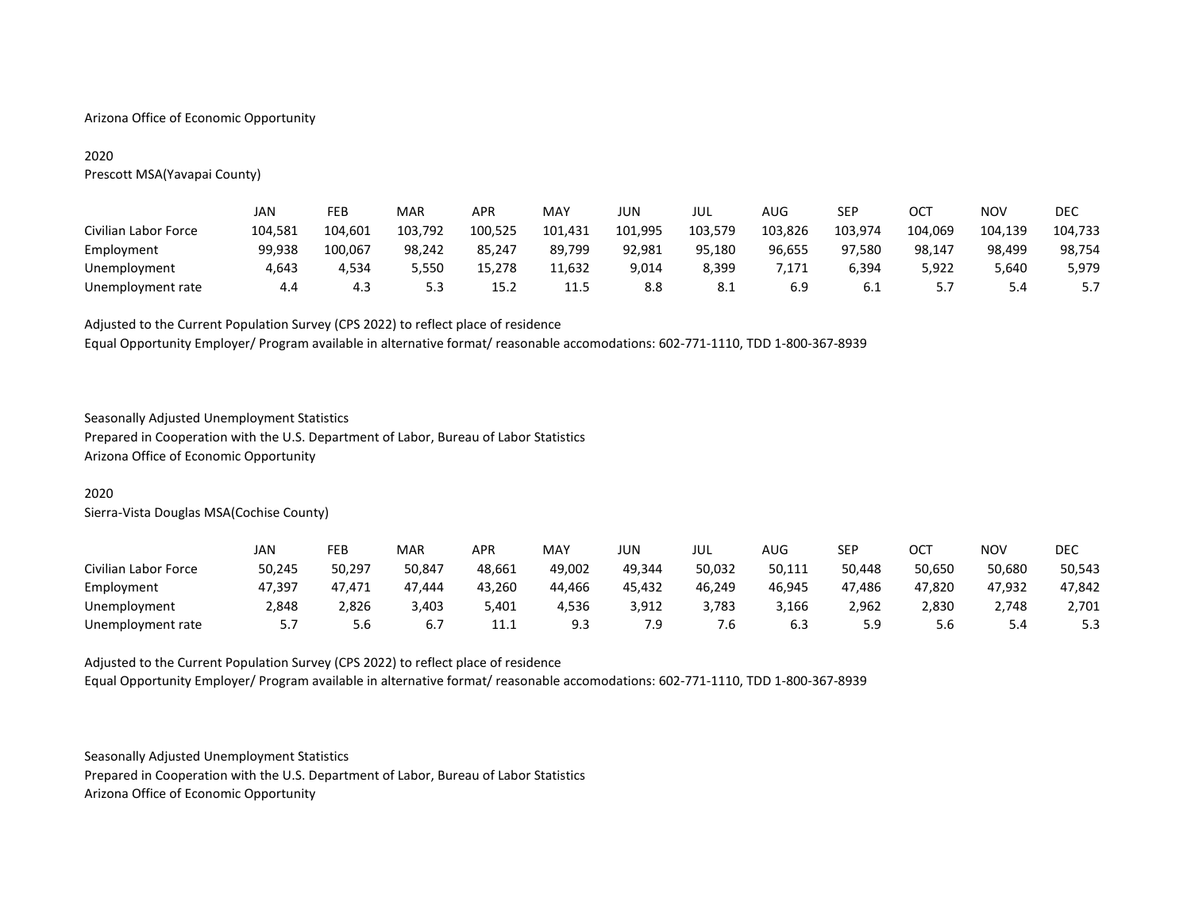Arizona Office of Economic Opportunity

2020

Prescott MSA(Yavapai County)

| | JAN | FEB | MAR | APR | MAY | JUN | JUL | AUG | SEP | OCT | NOV | DEC |
|---|---|---|---|---|---|---|---|---|---|---|---|---|
| Civilian Labor Force | 104,581 | 104,601 | 103,792 | 100,525 | 101,431 | 101,995 | 103,579 | 103,826 | 103,974 | 104,069 | 104,139 | 104,733 |
| Employment | 99,938 | 100,067 | 98,242 | 85,247 | 89,799 | 92,981 | 95,180 | 96,655 | 97,580 | 98,147 | 98,499 | 98,754 |
| Unemployment | 4,643 | 4,534 | 5,550 | 15,278 | 11,632 | 9,014 | 8,399 | 7,171 | 6,394 | 5,922 | 5,640 | 5,979 |
| Unemployment rate | 4.4 | 4.3 | 5.3 | 15.2 | 11.5 | 8.8 | 8.1 | 6.9 | 6.1 | 5.7 | 5.4 | 5.7 |

Adjusted to the Current Population Survey (CPS 2022) to reflect place of residence

Equal Opportunity Employer/ Program available in alternative format/ reasonable accomodations: 602-771-1110, TDD 1-800-367-8939

Seasonally Adjusted Unemployment Statistics

Prepared in Cooperation with the U.S. Department of Labor, Bureau of Labor Statistics

Arizona Office of Economic Opportunity

2020

Sierra-Vista Douglas MSA(Cochise County)

| | JAN | FEB | MAR | APR | MAY | JUN | JUL | AUG | SEP | OCT | NOV | DEC |
|---|---|---|---|---|---|---|---|---|---|---|---|---|
| Civilian Labor Force | 50,245 | 50,297 | 50,847 | 48,661 | 49,002 | 49,344 | 50,032 | 50,111 | 50,448 | 50,650 | 50,680 | 50,543 |
| Employment | 47,397 | 47,471 | 47,444 | 43,260 | 44,466 | 45,432 | 46,249 | 46,945 | 47,486 | 47,820 | 47,932 | 47,842 |
| Unemployment | 2,848 | 2,826 | 3,403 | 5,401 | 4,536 | 3,912 | 3,783 | 3,166 | 2,962 | 2,830 | 2,748 | 2,701 |
| Unemployment rate | 5.7 | 5.6 | 6.7 | 11.1 | 9.3 | 7.9 | 7.6 | 6.3 | 5.9 | 5.6 | 5.4 | 5.3 |

Adjusted to the Current Population Survey (CPS 2022) to reflect place of residence

Equal Opportunity Employer/ Program available in alternative format/ reasonable accomodations: 602-771-1110, TDD 1-800-367-8939

Seasonally Adjusted Unemployment Statistics

Prepared in Cooperation with the U.S. Department of Labor, Bureau of Labor Statistics

Arizona Office of Economic Opportunity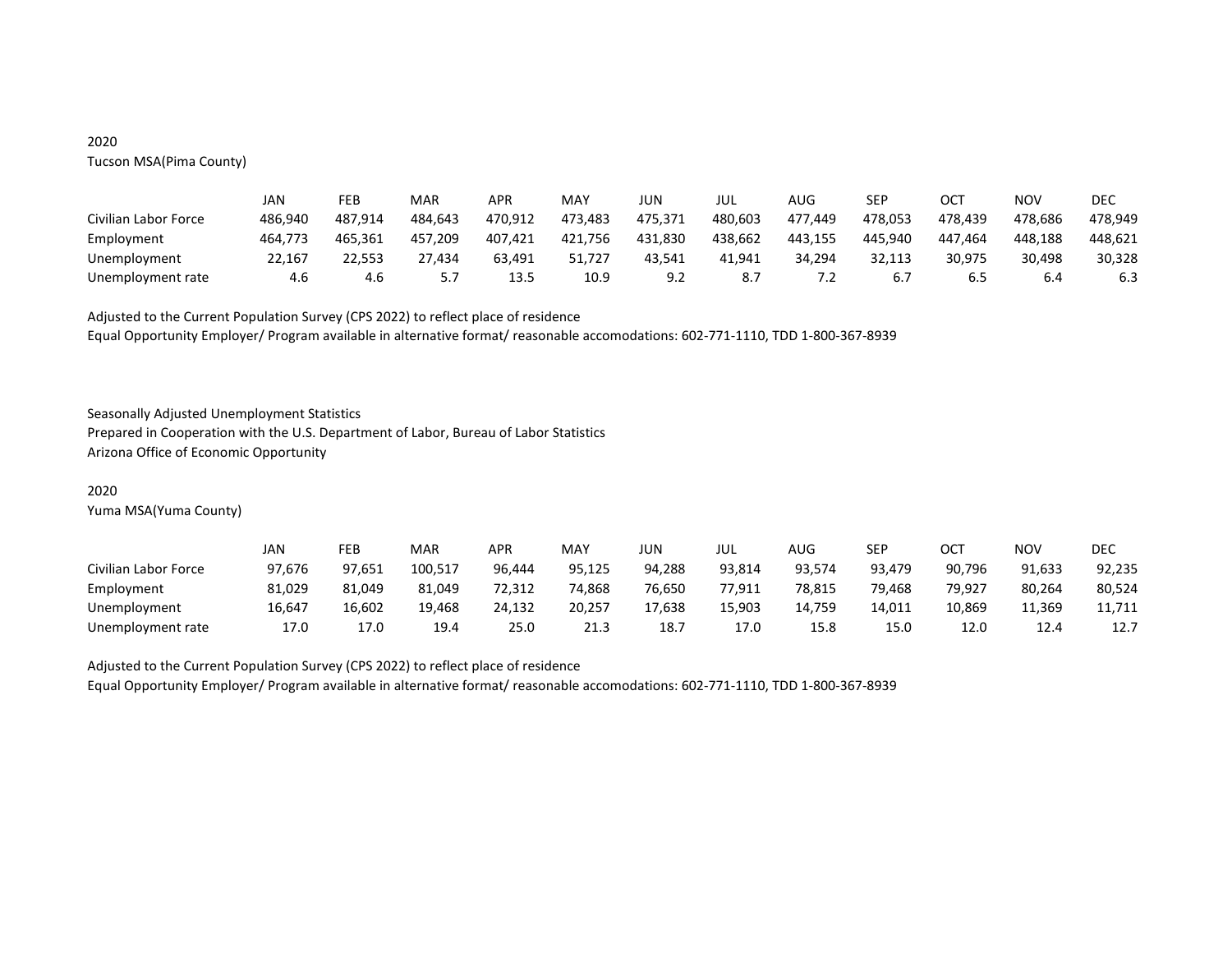2020
Tucson MSA(Pima County)

| | JAN | FEB | MAR | APR | MAY | JUN | JUL | AUG | SEP | OCT | NOV | DEC |
|---|---|---|---|---|---|---|---|---|---|---|---|---|
| Civilian Labor Force | 486,940 | 487,914 | 484,643 | 470,912 | 473,483 | 475,371 | 480,603 | 477,449 | 478,053 | 478,439 | 478,686 | 478,949 |
| Employment | 464,773 | 465,361 | 457,209 | 407,421 | 421,756 | 431,830 | 438,662 | 443,155 | 445,940 | 447,464 | 448,188 | 448,621 |
| Unemployment | 22,167 | 22,553 | 27,434 | 63,491 | 51,727 | 43,541 | 41,941 | 34,294 | 32,113 | 30,975 | 30,498 | 30,328 |
| Unemployment rate | 4.6 | 4.6 | 5.7 | 13.5 | 10.9 | 9.2 | 8.7 | 7.2 | 6.7 | 6.5 | 6.4 | 6.3 |

Adjusted to the Current Population Survey (CPS 2022) to reflect place of residence
Equal Opportunity Employer/ Program available in alternative format/ reasonable accomodations: 602-771-1110, TDD 1-800-367-8939

Seasonally Adjusted Unemployment Statistics
Prepared in Cooperation with the U.S. Department of Labor, Bureau of Labor Statistics
Arizona Office of Economic Opportunity

2020
Yuma MSA(Yuma County)

| | JAN | FEB | MAR | APR | MAY | JUN | JUL | AUG | SEP | OCT | NOV | DEC |
|---|---|---|---|---|---|---|---|---|---|---|---|---|
| Civilian Labor Force | 97,676 | 97,651 | 100,517 | 96,444 | 95,125 | 94,288 | 93,814 | 93,574 | 93,479 | 90,796 | 91,633 | 92,235 |
| Employment | 81,029 | 81,049 | 81,049 | 72,312 | 74,868 | 76,650 | 77,911 | 78,815 | 79,468 | 79,927 | 80,264 | 80,524 |
| Unemployment | 16,647 | 16,602 | 19,468 | 24,132 | 20,257 | 17,638 | 15,903 | 14,759 | 14,011 | 10,869 | 11,369 | 11,711 |
| Unemployment rate | 17.0 | 17.0 | 19.4 | 25.0 | 21.3 | 18.7 | 17.0 | 15.8 | 15.0 | 12.0 | 12.4 | 12.7 |

Adjusted to the Current Population Survey (CPS 2022) to reflect place of residence
Equal Opportunity Employer/ Program available in alternative format/ reasonable accomodations: 602-771-1110, TDD 1-800-367-8939